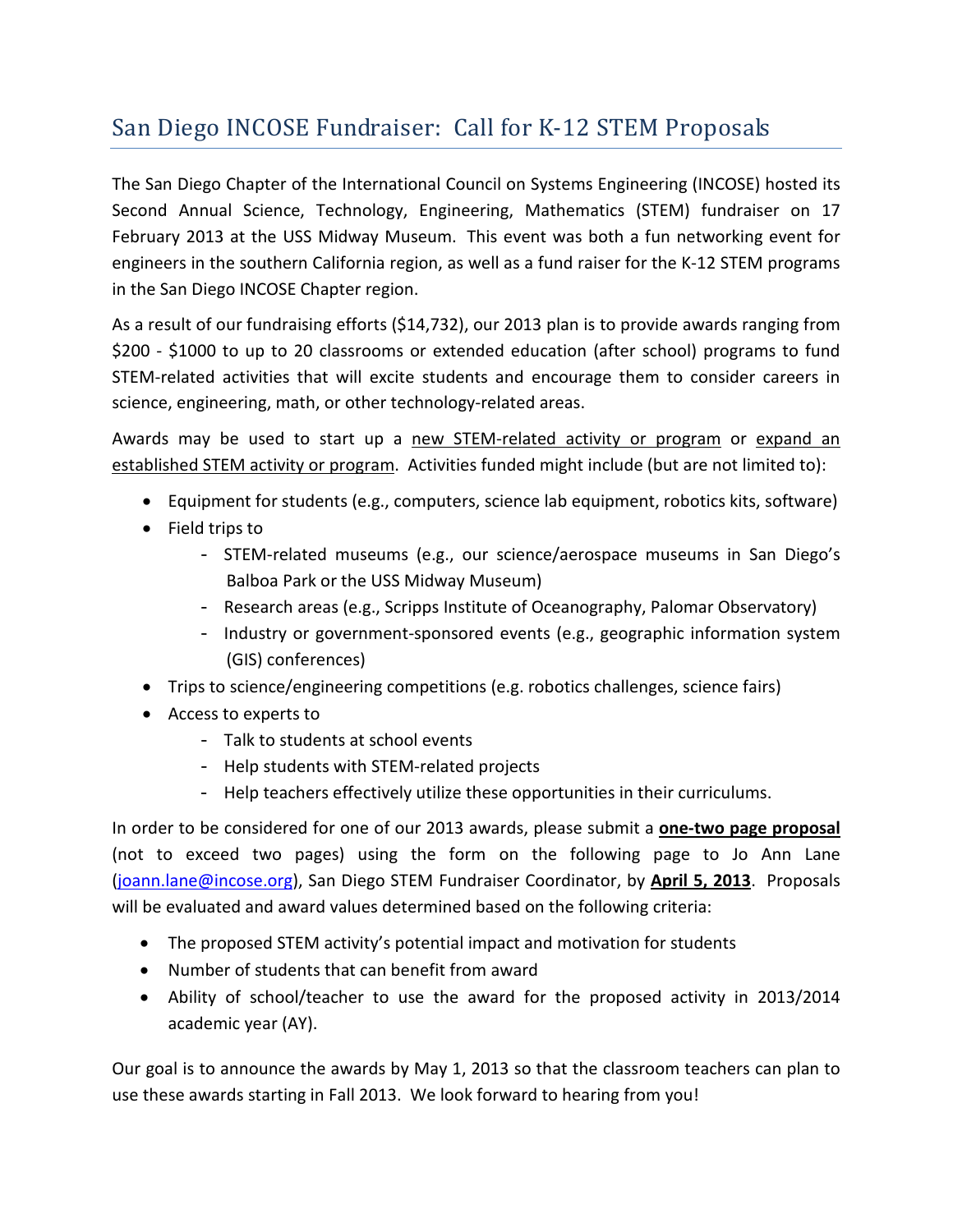# San Diego INCOSE Fundraiser: Call for K-12 STEM Proposals

The San Diego Chapter of the International Council on Systems Engineering (INCOSE) hosted its Second Annual Science, Technology, Engineering, Mathematics (STEM) fundraiser on 17 February 2013 at the USS Midway Museum. This event was both a fun networking event for engineers in the southern California region, as well as a fund raiser for the K-12 STEM programs in the San Diego INCOSE Chapter region.

As a result of our fundraising efforts ($14,732), our 2013 plan is to provide awards ranging from $200 - $1000 to up to 20 classrooms or extended education (after school) programs to fund STEM-related activities that will excite students and encourage them to consider careers in science, engineering, math, or other technology-related areas.

Awards may be used to start up a <u>new STEM-related activity or program</u> or <u>expand an established STEM activity or program</u>. Activities funded might include (but are not limited to):

- Equipment for students (e.g., computers, science lab equipment, robotics kits, software)
- Field trips to
  - STEM-related museums (e.g., our science/aerospace museums in San Diego's Balboa Park or the USS Midway Museum)
  - Research areas (e.g., Scripps Institute of Oceanography, Palomar Observatory)
  - Industry or government-sponsored events (e.g., geographic information system (GIS) conferences)
- Trips to science/engineering competitions (e.g. robotics challenges, science fairs)
- Access to experts to
  - Talk to students at school events
  - Help students with STEM-related projects
  - Help teachers effectively utilize these opportunities in their curriculums.

In order to be considered for one of our 2013 awards, please submit a **<u>one-two page proposal</u>** (not to exceed two pages) using the form on the following page to Jo Ann Lane (joann.lane@incose.org), San Diego STEM Fundraiser Coordinator, by **<u>April 5, 2013</u>**. Proposals will be evaluated and award values determined based on the following criteria:

- The proposed STEM activity's potential impact and motivation for students
- Number of students that can benefit from award
- Ability of school/teacher to use the award for the proposed activity in 2013/2014 academic year (AY).

Our goal is to announce the awards by May 1, 2013 so that the classroom teachers can plan to use these awards starting in Fall 2013. We look forward to hearing from you!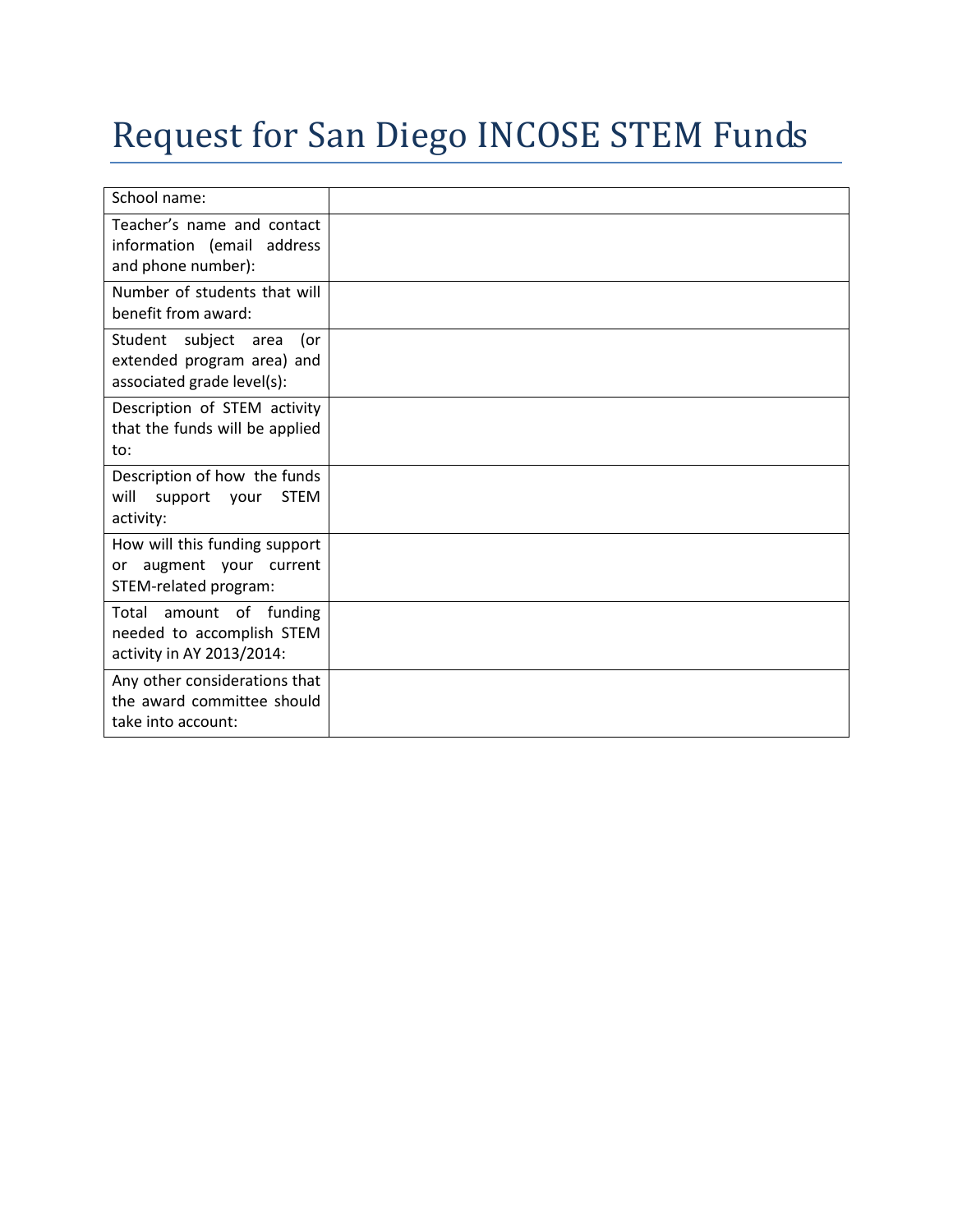# Request for San Diego INCOSE STEM Funds

| | |
|---|---|
| School name: | |
| Teacher's name and contact information (email address and phone number): | |
| Number of students that will benefit from award: | |
| Student subject area (or extended program area) and associated grade level(s): | |
| Description of STEM activity that the funds will be applied to: | |
| Description of how the funds will support your STEM activity: | |
| How will this funding support or augment your current STEM-related program: | |
| Total amount of funding needed to accomplish STEM activity in AY 2013/2014: | |
| Any other considerations that the award committee should take into account: | |